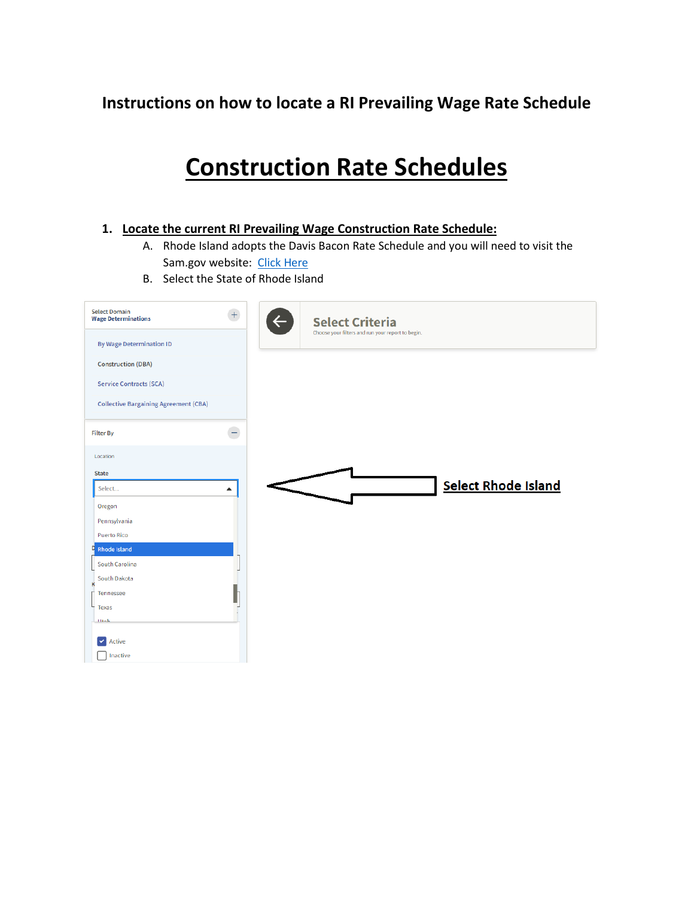# Instructions on how to locate a RI Prevailing Wage Rate Schedule

# Construction Rate Schedules

1. **Locate the current RI Prevailing Wage Construction Rate Schedule:**
   A. Rhode Island adopts the Davis Bacon Rate Schedule and you will need to visit the Sam.gov website: Click Here
   B. Select the State of Rhode Island

Select Domain
Wage Determinations

By Wage Determination ID

Construction (DBA)

Service Contracts (SCA)

Collective Bargaining Agreement (CBA)

Filter By

Location

State

Select...

Oregon

Pennsylvania

Puerto Rico

Rhode Island

South Carolina

South Dakota

Tennessee

Texas

Active

Inactive

**Select Criteria**

Choose your filters and run your report to begin.

**Select Rhode Island**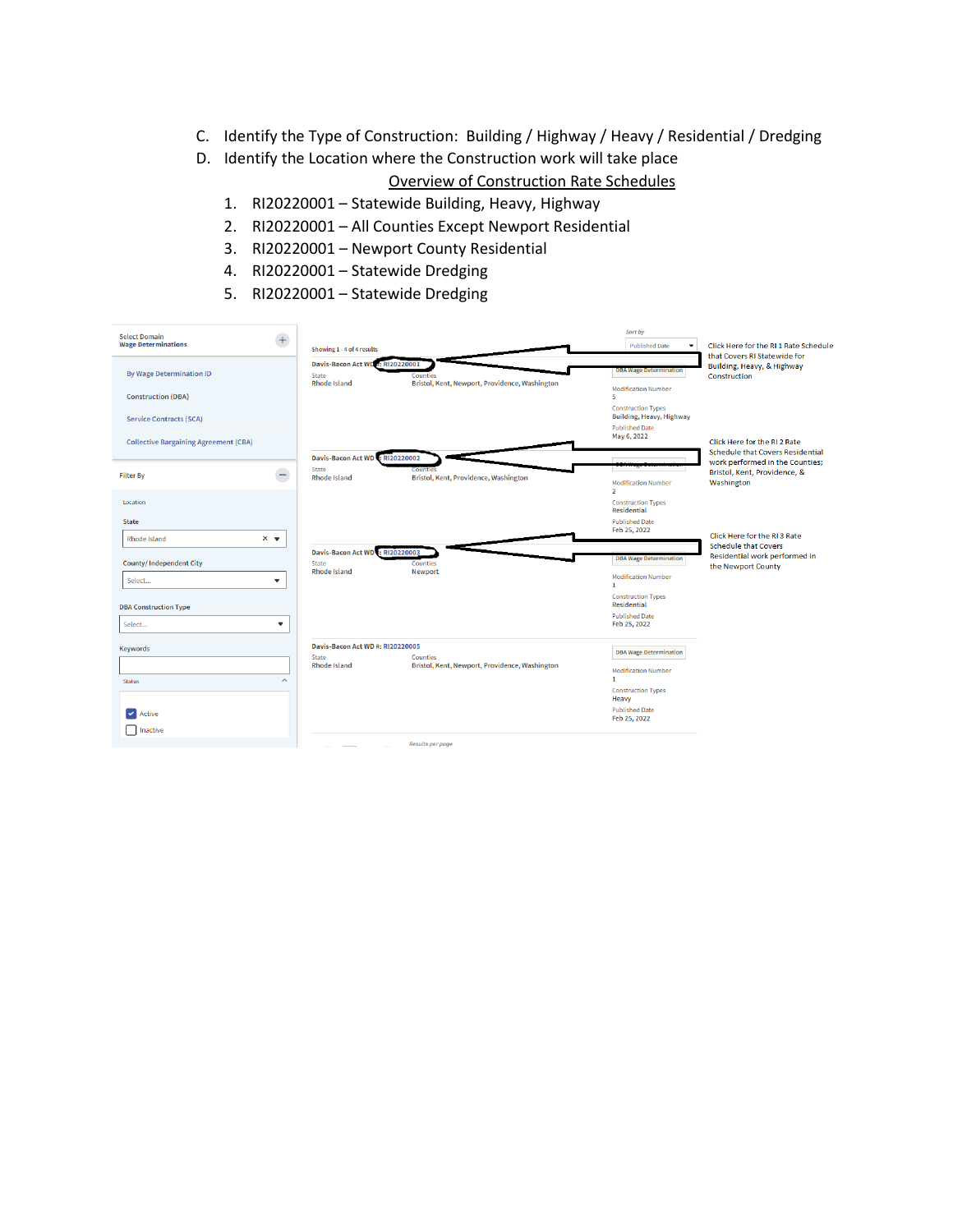C. Identify the Type of Construction: Building / Highway / Heavy / Residential / Dredging

D. Identify the Location where the Construction work will take place

<u>Overview of Construction Rate Schedules</u>

1. RI20220001 – Statewide Building, Heavy, Highway
2. RI20220001 – All Counties Except Newport Residential
3. RI20220001 – Newport County Residential
4. RI20220001 – Statewide Dredging
5. RI20220001 – Statewide Dredging

Select Domain
**Wage Determinations**

By Wage Determination ID

Construction (DBA)

Service Contracts (SCA)

Collective Bargaining Agreement (CBA)

Filter By

Location

State

Rhode Island

County/ Independent City

Select...

DBA Construction Type

Select...

Keywords

Status

Active

Inactive

Showing 1 - 4 of 4 results

Sort by: Published Date

**Davis-Bacon Act WD #: RI20220001**
State: Rhode Island
Counties: Bristol, Kent, Newport, Providence, Washington
DBA Wage Determination
Modification Number: 5
Construction Types: Building, Heavy, Highway
Published Date: May 6, 2022

Click Here for the RI 1 Rate Schedule that Covers RI Statewide for Building, Heavy, & Highway Construction

**Davis-Bacon Act WD #: RI20220002**
State: Rhode Island
Counties: Bristol, Kent, Providence, Washington
DBA Wage Determination
Modification Number: 2
Construction Types: Residential
Published Date: Feb 25, 2022

Click Here for the RI 2 Rate Schedule that Covers Residential work performed in the Counties; Bristol, Kent, Providence, & Washington

**Davis-Bacon Act WD #: RI20220003**
State: Rhode Island
Counties: Newport
DBA Wage Determination
Modification Number: 1
Construction Types: Residential
Published Date: Feb 25, 2022

Click Here for the RI 3 Rate Schedule that Covers Residential work performed in the Newport County

**Davis-Bacon Act WD #: RI20220005**
State: Rhode Island
Counties: Bristol, Kent, Newport, Providence, Washington
DBA Wage Determination
Modification Number: 1
Construction Types: Heavy
Published Date: Feb 25, 2022

Results per page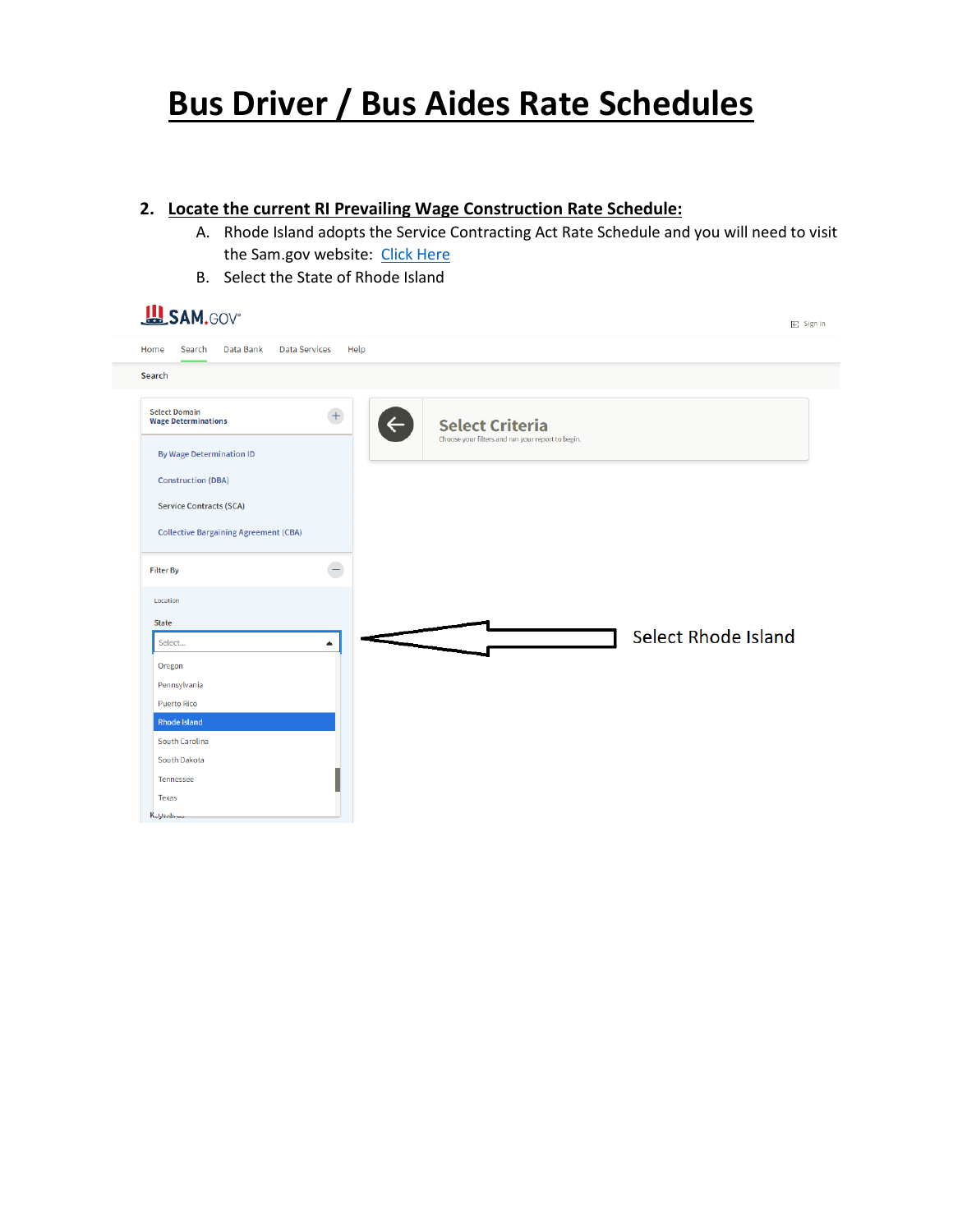# Bus Driver / Bus Aides Rate Schedules

2. **Locate the current RI Prevailing Wage Construction Rate Schedule:**
   A. Rhode Island adopts the Service Contracting Act Rate Schedule and you will need to visit the Sam.gov website: [Click Here]()
   B. Select the State of Rhode Island

SAM.GOV

Sign In

Home Search Data Bank Data Services Help

Search

Select Domain
Wage Determinations

By Wage Determination ID

Construction (DBA)

Service Contracts (SCA)

Collective Bargaining Agreement (CBA)

Filter By

Location

State

Select...

Oregon
Pennsylvania
Puerto Rico
Rhode Island
South Carolina
South Dakota
Tennessee
Texas

Select Criteria
Choose your filters and run your report to begin.

Select Rhode Island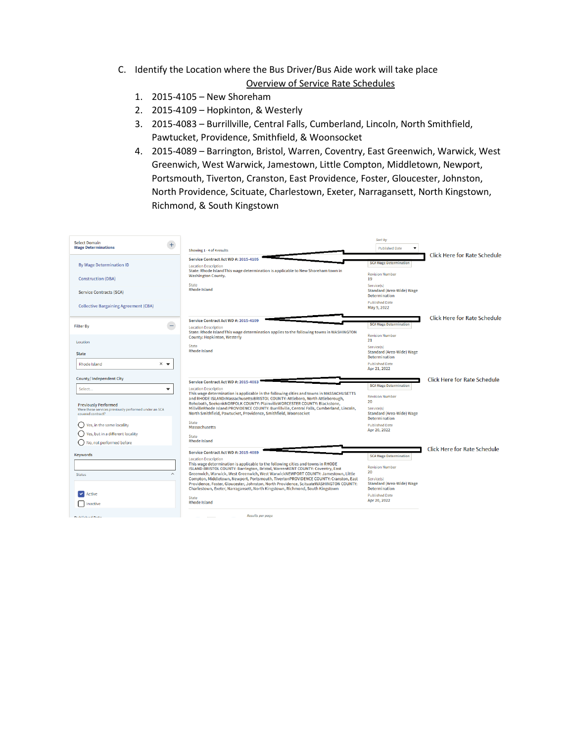C. Identify the Location where the Bus Driver/Bus Aide work will take place

Overview of Service Rate Schedules

1. 2015-4105 – New Shoreham
2. 2015-4109 – Hopkinton, & Westerly
3. 2015-4083 – Burrillville, Central Falls, Cumberland, Lincoln, North Smithfield, Pawtucket, Providence, Smithfield, & Woonsocket
4. 2015-4089 – Barrington, Bristol, Warren, Coventry, East Greenwich, Warwick, West Greenwich, West Warwick, Jamestown, Little Compton, Middletown, Newport, Portsmouth, Tiverton, Cranston, East Providence, Foster, Gloucester, Johnston, North Providence, Scituate, Charlestown, Exeter, Narragansett, North Kingstown, Richmond, & South Kingstown

Select Domain
Wage Determinations

By Wage Determination ID
Construction (DBA)
Service Contracts (SCA)
Collective Bargaining Agreement (CBA)

Filter By

Location

State
Rhode Island

County/ Independent City
Select...

Previously Performed
Were these services previously performed under an SCA covered contract?

Yes, in the same locality
Yes, but in a different locality
No, not performed before

Keywords

Status
Active
Inactive

Showing 1 - 4 of 4 results

Sort by
Published Date

**Service Contract Act WD #: 2015-4105** — Click Here for Rate Schedule

Location Description
State: Rhode Island This wage determination is applicable to New Shoreham town in Washington County.

State
Rhode Island

SCA Wage Determination
Revision Number
19
Service(s)
Standard (Area-Wide) Wage Determination
Published Date
May 9, 2022

**Service Contract Act WD #: 2015-4109** — Click Here for Rate Schedule

Location Description
State: Rhode Island This wage determination applies to the following towns in WASHINGTON County: Hopkinton, Westerly

State
Rhode Island

SCA Wage Determination
Revision Number
21
Service(s)
Standard (Area-Wide) Wage Determination
Published Date
Apr 21, 2022

**Service Contract Act WD #: 2015-4083** — Click Here for Rate Schedule

Location Description
This wage determination is applicable in the following cities and towns in MASSACHUSETTS and RHODE ISLAND:Massachusetts:BRISTOL COUNTY: Attleboro, North Attleborough, Rehoboth, SeekonkNORFOLK COUNTY: PlainvilleWORCESTER COUNTY: Blackstone, MillvilleRhode Island:PROVIDENCE COUNTY: Burrillville, Central Falls, Cumberland, Lincoln, North Smithfield, Pawtucket, Providence, Smithfield, Woonsocket

State
Massachusetts

State
Rhode Island

SCA Wage Determination
Revision Number
20
Service(s)
Standard (Area-Wide) Wage Determination
Published Date
Apr 20, 2022

**Service Contract Act WD #: 2015-4089** — Click Here for Rate Schedule

Location Description
This wage determination is applicable to the following cities and towns in RHODE ISLAND:BRISTOL COUNTY: Barrington, Bristol, WarrenKENT COUNTY: Coventry, East Greenwich, Warwick, West Greenwich, West WarwickNEWPORT COUNTY: Jamestown, Little Compton, Middletown, Newport, Portsmouth, TivertonPROVIDENCE COUNTY: Cranston, East Providence, Foster, Gloucester, Johnston, North Providence, ScituateWASHINGTON COUNTY: Charlestown, Exeter, Narragansett, North Kingstown, Richmond, South Kingstown

State
Rhode Island

SCA Wage Determination
Revision Number
20
Service(s)
Standard (Area-Wide) Wage Determination
Published Date
Apr 20, 2022

Results per page